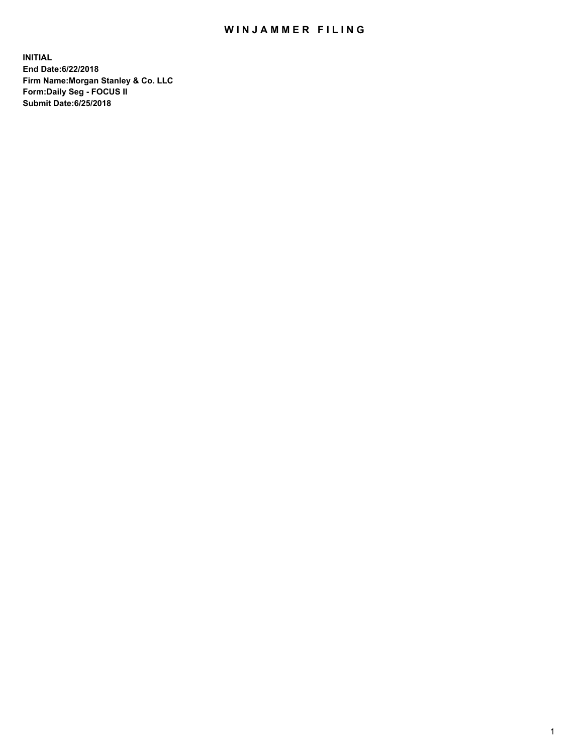# WINJAMMER FILING

**INITIAL**
**End Date:6/22/2018**
**Firm Name:Morgan Stanley & Co. LLC**
**Form:Daily Seg - FOCUS II**
**Submit Date:6/25/2018**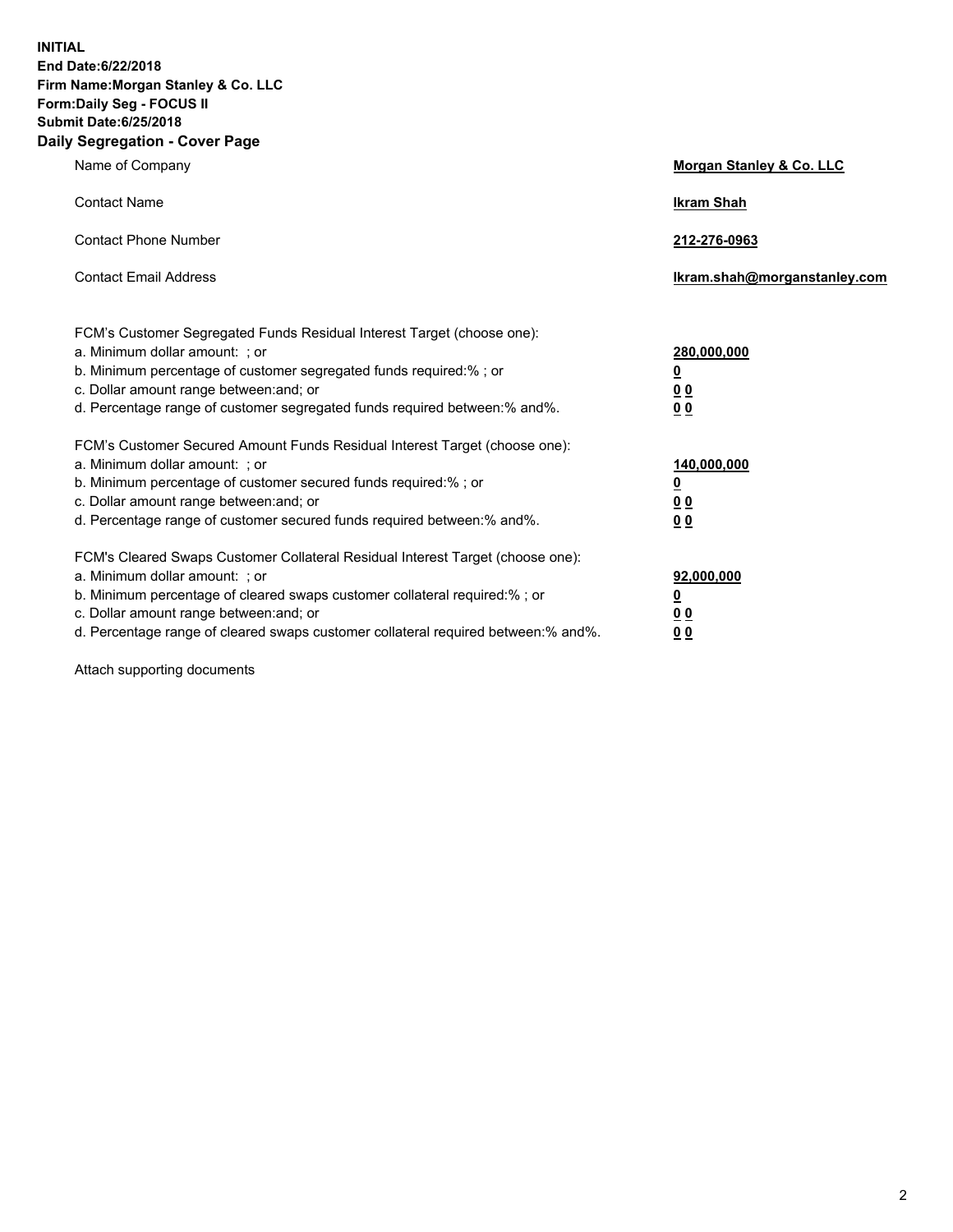**INITIAL**
**End Date:6/22/2018**
**Firm Name:Morgan Stanley & Co. LLC**
**Form:Daily Seg - FOCUS II**
**Submit Date:6/25/2018**
**Daily Segregation - Cover Page**

| | |
|---|---|
| Name of Company | **Morgan Stanley & Co. LLC** |
| Contact Name | **Ikram Shah** |
| Contact Phone Number | **212-276-0963** |
| Contact Email Address | **Ikram.shah@morganstanley.com** |
| FCM's Customer Segregated Funds Residual Interest Target (choose one): | |
| a. Minimum dollar amount: ; or | **280,000,000** |
| b. Minimum percentage of customer segregated funds required:% ; or | **0** |
| c. Dollar amount range between:and; or | **0 0** |
| d. Percentage range of customer segregated funds required between:% and%. | **0 0** |
| FCM's Customer Secured Amount Funds Residual Interest Target (choose one): | |
| a. Minimum dollar amount: ; or | **140,000,000** |
| b. Minimum percentage of customer secured funds required:% ; or | **0** |
| c. Dollar amount range between:and; or | **0 0** |
| d. Percentage range of customer secured funds required between:% and%. | **0 0** |
| FCM's Cleared Swaps Customer Collateral Residual Interest Target (choose one): | |
| a. Minimum dollar amount: ; or | **92,000,000** |
| b. Minimum percentage of cleared swaps customer collateral required:% ; or | **0** |
| c. Dollar amount range between:and; or | **0 0** |
| d. Percentage range of cleared swaps customer collateral required between:% and%. | **0 0** |

Attach supporting documents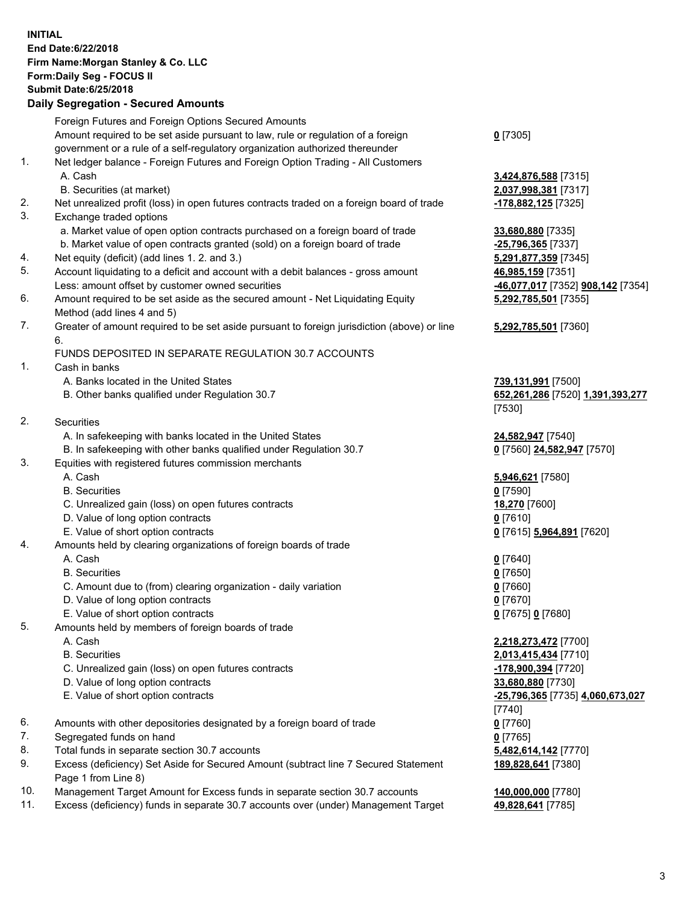**INITIAL**
**End Date:6/22/2018**
**Firm Name:Morgan Stanley & Co. LLC**
**Form:Daily Seg - FOCUS II**
**Submit Date:6/25/2018**

## Daily Segregation - Secured Amounts

| | | |
|---|---|---|
| | Foreign Futures and Foreign Options Secured Amounts | |
| | Amount required to be set aside pursuant to law, rule or regulation of a foreign government or a rule of a self-regulatory organization authorized thereunder | **0** [7305] |
| 1. | Net ledger balance - Foreign Futures and Foreign Option Trading - All Customers | |
| | A. Cash | **3,424,876,588** [7315] |
| | B. Securities (at market) | **2,037,998,381** [7317] |
| 2. | Net unrealized profit (loss) in open futures contracts traded on a foreign board of trade | **-178,882,125** [7325] |
| 3. | Exchange traded options | |
| | a. Market value of open option contracts purchased on a foreign board of trade | **33,680,880** [7335] |
| | b. Market value of open contracts granted (sold) on a foreign board of trade | **-25,796,365** [7337] |
| 4. | Net equity (deficit) (add lines 1. 2. and 3.) | **5,291,877,359** [7345] |
| 5. | Account liquidating to a deficit and account with a debit balances - gross amount | **46,985,159** [7351] |
| | Less: amount offset by customer owned securities | **-46,077,017** [7352] **908,142** [7354] |
| 6. | Amount required to be set aside as the secured amount - Net Liquidating Equity Method (add lines 4 and 5) | **5,292,785,501** [7355] |
| 7. | Greater of amount required to be set aside pursuant to foreign jurisdiction (above) or line 6. | **5,292,785,501** [7360] |
| | FUNDS DEPOSITED IN SEPARATE REGULATION 30.7 ACCOUNTS | |
| 1. | Cash in banks | |
| | A. Banks located in the United States | **739,131,991** [7500] |
| | B. Other banks qualified under Regulation 30.7 | **652,261,286** [7520] **1,391,393,277** [7530] |
| 2. | Securities | |
| | A. In safekeeping with banks located in the United States | **24,582,947** [7540] |
| | B. In safekeeping with other banks qualified under Regulation 30.7 | **0** [7560] **24,582,947** [7570] |
| 3. | Equities with registered futures commission merchants | |
| | A. Cash | **5,946,621** [7580] |
| | B. Securities | **0** [7590] |
| | C. Unrealized gain (loss) on open futures contracts | **18,270** [7600] |
| | D. Value of long option contracts | **0** [7610] |
| | E. Value of short option contracts | **0** [7615] **5,964,891** [7620] |
| 4. | Amounts held by clearing organizations of foreign boards of trade | |
| | A. Cash | **0** [7640] |
| | B. Securities | **0** [7650] |
| | C. Amount due to (from) clearing organization - daily variation | **0** [7660] |
| | D. Value of long option contracts | **0** [7670] |
| | E. Value of short option contracts | **0** [7675] **0** [7680] |
| 5. | Amounts held by members of foreign boards of trade | |
| | A. Cash | **2,218,273,472** [7700] |
| | B. Securities | **2,013,415,434** [7710] |
| | C. Unrealized gain (loss) on open futures contracts | **-178,900,394** [7720] |
| | D. Value of long option contracts | **33,680,880** [7730] |
| | E. Value of short option contracts | **-25,796,365** [7735] **4,060,673,027** [7740] |
| 6. | Amounts with other depositories designated by a foreign board of trade | **0** [7760] |
| 7. | Segregated funds on hand | **0** [7765] |
| 8. | Total funds in separate section 30.7 accounts | **5,482,614,142** [7770] |
| 9. | Excess (deficiency) Set Aside for Secured Amount (subtract line 7 Secured Statement Page 1 from Line 8) | **189,828,641** [7380] |
| 10. | Management Target Amount for Excess funds in separate section 30.7 accounts | **140,000,000** [7780] |
| 11. | Excess (deficiency) funds in separate 30.7 accounts over (under) Management Target | **49,828,641** [7785] |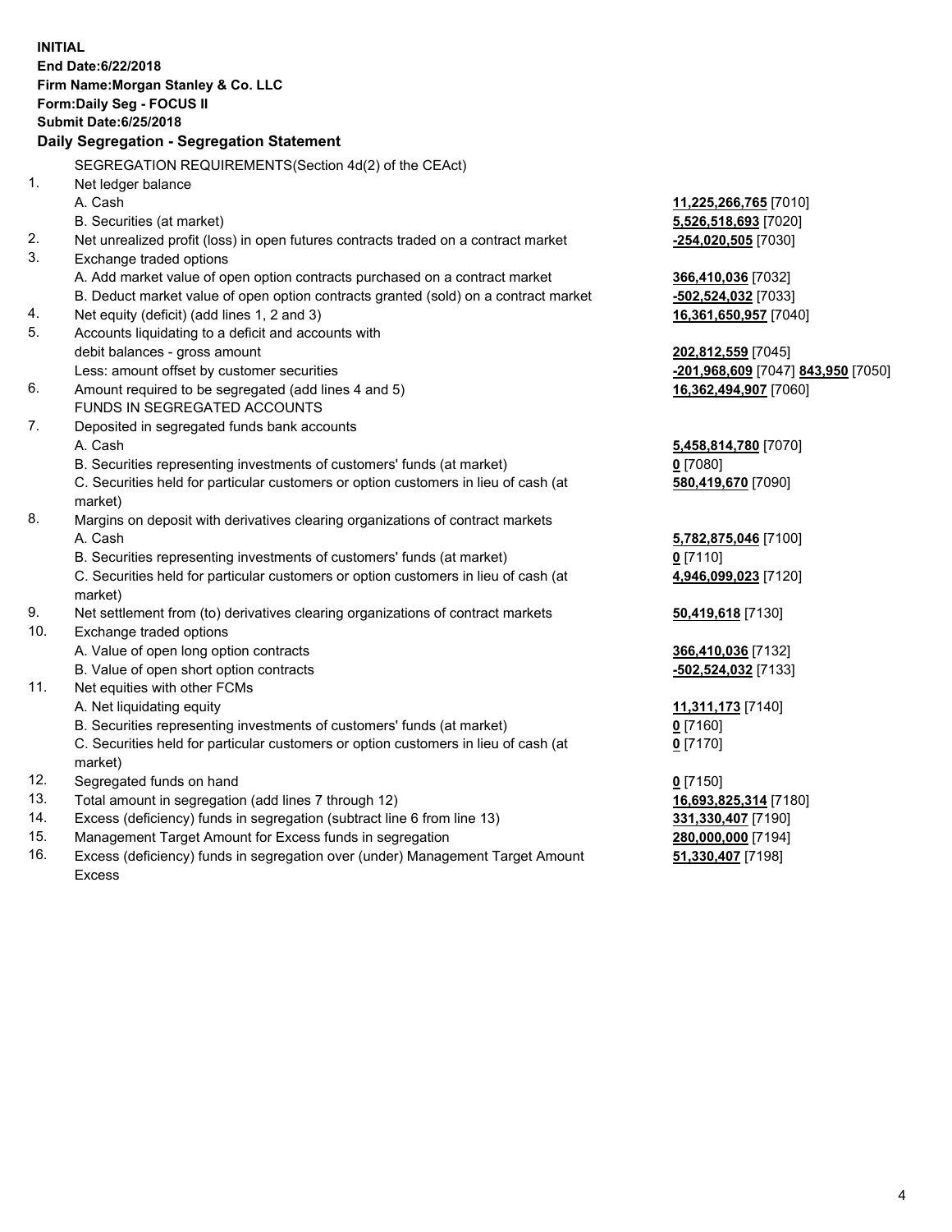**INITIAL**
**End Date:6/22/2018**
**Firm Name:Morgan Stanley & Co. LLC**
**Form:Daily Seg - FOCUS II**
**Submit Date:6/25/2018**

### Daily Segregation - Segregation Statement

SEGREGATION REQUIREMENTS(Section 4d(2) of the CEAct)

| | | |
|---|---|---|
| 1. | Net ledger balance | |
| | A. Cash | **11,225,266,765** [7010] |
| | B. Securities (at market) | **5,526,518,693** [7020] |
| 2. | Net unrealized profit (loss) in open futures contracts traded on a contract market | **-254,020,505** [7030] |
| 3. | Exchange traded options | |
| | A. Add market value of open option contracts purchased on a contract market | **366,410,036** [7032] |
| | B. Deduct market value of open option contracts granted (sold) on a contract market | **-502,524,032** [7033] |
| 4. | Net equity (deficit) (add lines 1, 2 and 3) | **16,361,650,957** [7040] |
| 5. | Accounts liquidating to a deficit and accounts with debit balances - gross amount | **202,812,559** [7045] |
| | Less: amount offset by customer securities | **-201,968,609** [7047] **843,950** [7050] |
| 6. | Amount required to be segregated (add lines 4 and 5) | **16,362,494,907** [7060] |
| | FUNDS IN SEGREGATED ACCOUNTS | |
| 7. | Deposited in segregated funds bank accounts | |
| | A. Cash | **5,458,814,780** [7070] |
| | B. Securities representing investments of customers' funds (at market) | **0** [7080] |
| | C. Securities held for particular customers or option customers in lieu of cash (at market) | **580,419,670** [7090] |
| 8. | Margins on deposit with derivatives clearing organizations of contract markets | |
| | A. Cash | **5,782,875,046** [7100] |
| | B. Securities representing investments of customers' funds (at market) | **0** [7110] |
| | C. Securities held for particular customers or option customers in lieu of cash (at market) | **4,946,099,023** [7120] |
| 9. | Net settlement from (to) derivatives clearing organizations of contract markets | **50,419,618** [7130] |
| 10. | Exchange traded options | |
| | A. Value of open long option contracts | **366,410,036** [7132] |
| | B. Value of open short option contracts | **-502,524,032** [7133] |
| 11. | Net equities with other FCMs | |
| | A. Net liquidating equity | **11,311,173** [7140] |
| | B. Securities representing investments of customers' funds (at market) | **0** [7160] |
| | C. Securities held for particular customers or option customers in lieu of cash (at market) | **0** [7170] |
| 12. | Segregated funds on hand | **0** [7150] |
| 13. | Total amount in segregation (add lines 7 through 12) | **16,693,825,314** [7180] |
| 14. | Excess (deficiency) funds in segregation (subtract line 6 from line 13) | **331,330,407** [7190] |
| 15. | Management Target Amount for Excess funds in segregation | **280,000,000** [7194] |
| 16. | Excess (deficiency) funds in segregation over (under) Management Target Amount Excess | **51,330,407** [7198] |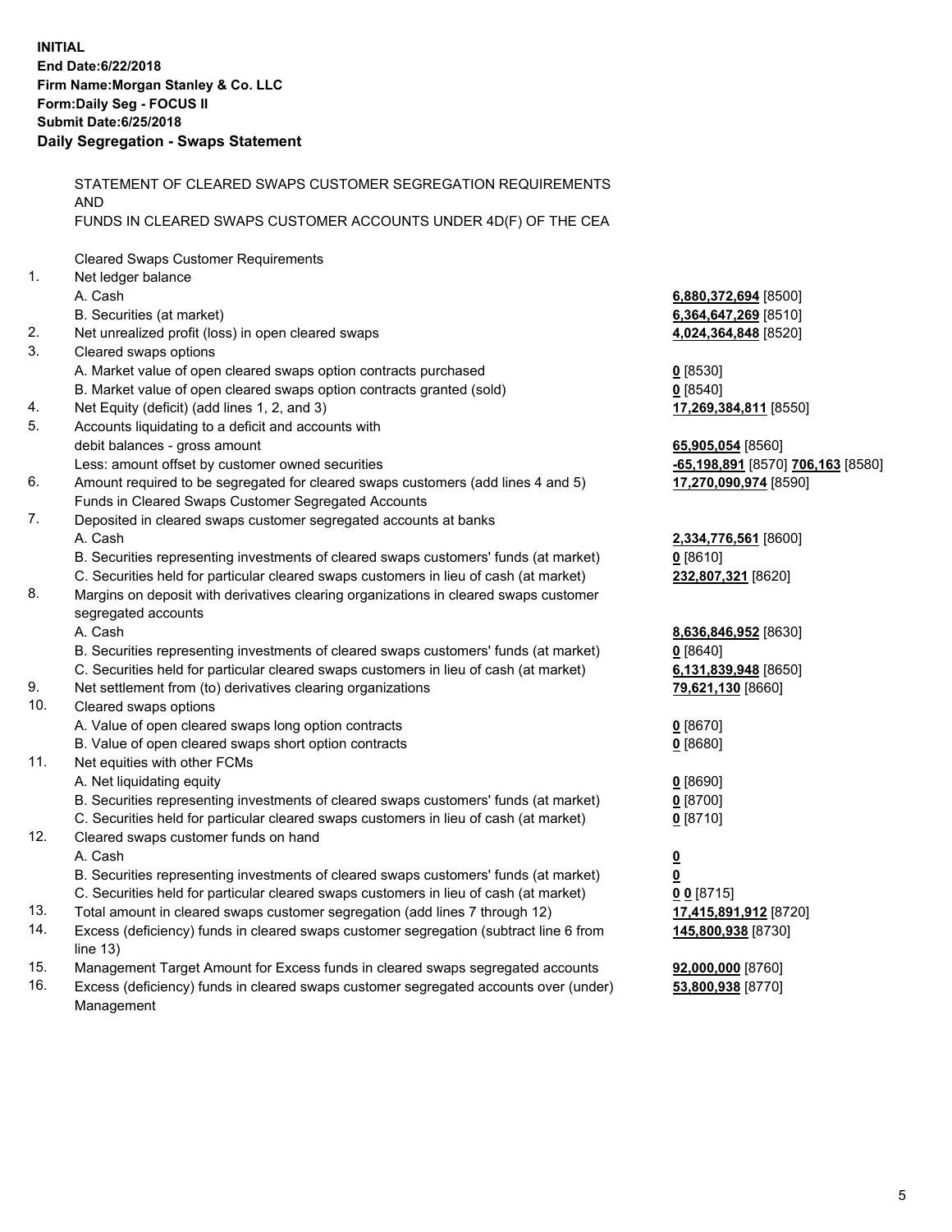**INITIAL**
**End Date:6/22/2018**
**Firm Name:Morgan Stanley & Co. LLC**
**Form:Daily Seg - FOCUS II**
**Submit Date:6/25/2018**
**Daily Segregation - Swaps Statement**

STATEMENT OF CLEARED SWAPS CUSTOMER SEGREGATION REQUIREMENTS AND FUNDS IN CLEARED SWAPS CUSTOMER ACCOUNTS UNDER 4D(F) OF THE CEA

| | | |
|---|---|---|
| | Cleared Swaps Customer Requirements | |
| 1. | Net ledger balance | |
| | A. Cash | **6,880,372,694** [8500] |
| | B. Securities (at market) | **6,364,647,269** [8510] |
| 2. | Net unrealized profit (loss) in open cleared swaps | **4,024,364,848** [8520] |
| 3. | Cleared swaps options | |
| | A. Market value of open cleared swaps option contracts purchased | **0** [8530] |
| | B. Market value of open cleared swaps option contracts granted (sold) | **0** [8540] |
| 4. | Net Equity (deficit) (add lines 1, 2, and 3) | **17,269,384,811** [8550] |
| 5. | Accounts liquidating to a deficit and accounts with debit balances - gross amount | **65,905,054** [8560] |
| | Less: amount offset by customer owned securities | **-65,198,891** [8570] **706,163** [8580] |
| 6. | Amount required to be segregated for cleared swaps customers (add lines 4 and 5) | **17,270,090,974** [8590] |
| | Funds in Cleared Swaps Customer Segregated Accounts | |
| 7. | Deposited in cleared swaps customer segregated accounts at banks | |
| | A. Cash | **2,334,776,561** [8600] |
| | B. Securities representing investments of cleared swaps customers' funds (at market) | **0** [8610] |
| | C. Securities held for particular cleared swaps customers in lieu of cash (at market) | **232,807,321** [8620] |
| 8. | Margins on deposit with derivatives clearing organizations in cleared swaps customer segregated accounts | |
| | A. Cash | **8,636,846,952** [8630] |
| | B. Securities representing investments of cleared swaps customers' funds (at market) | **0** [8640] |
| | C. Securities held for particular cleared swaps customers in lieu of cash (at market) | **6,131,839,948** [8650] |
| 9. | Net settlement from (to) derivatives clearing organizations | **79,621,130** [8660] |
| 10. | Cleared swaps options | |
| | A. Value of open cleared swaps long option contracts | **0** [8670] |
| | B. Value of open cleared swaps short option contracts | **0** [8680] |
| 11. | Net equities with other FCMs | |
| | A. Net liquidating equity | **0** [8690] |
| | B. Securities representing investments of cleared swaps customers' funds (at market) | **0** [8700] |
| | C. Securities held for particular cleared swaps customers in lieu of cash (at market) | **0** [8710] |
| 12. | Cleared swaps customer funds on hand | |
| | A. Cash | **0** |
| | B. Securities representing investments of cleared swaps customers' funds (at market) | **0** |
| | C. Securities held for particular cleared swaps customers in lieu of cash (at market) | **0** **0** [8715] |
| 13. | Total amount in cleared swaps customer segregation (add lines 7 through 12) | **17,415,891,912** [8720] |
| 14. | Excess (deficiency) funds in cleared swaps customer segregation (subtract line 6 from line 13) | **145,800,938** [8730] |
| 15. | Management Target Amount for Excess funds in cleared swaps segregated accounts | **92,000,000** [8760] |
| 16. | Excess (deficiency) funds in cleared swaps customer segregated accounts over (under) Management | **53,800,938** [8770] |